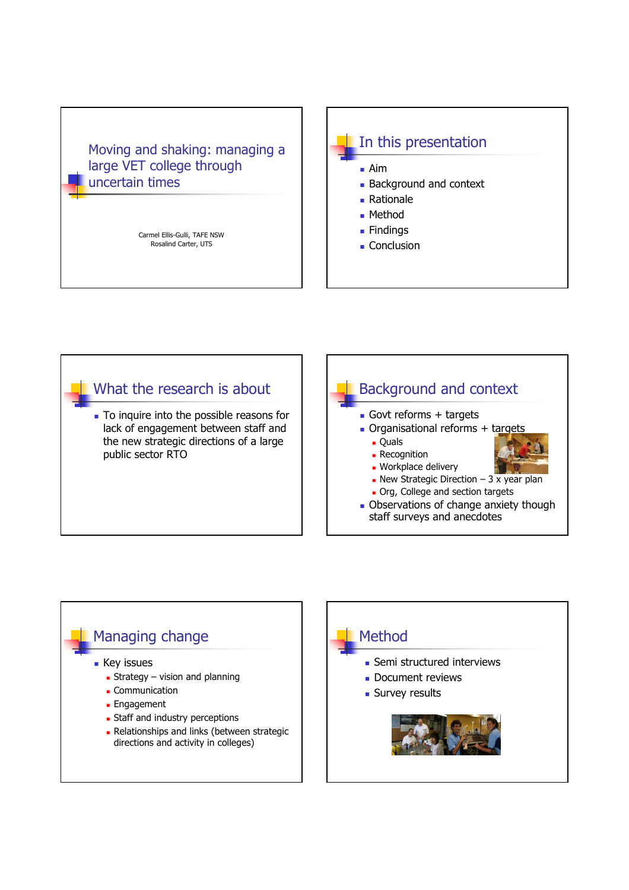# Moving and shaking: managing a large VET college through uncertain times

Carmel Ellis-Gulli, TAFE NSW
Rosalind Carter, UTS

## In this presentation

- Aim
- Background and context
- Rationale
- Method
- Findings
- Conclusion

## What the research is about

- To inquire into the possible reasons for lack of engagement between staff and the new strategic directions of a large public sector RTO

## Background and context

- Govt reforms + targets
- Organisational reforms + targets
  - Quals
  - Recognition
  - Workplace delivery
  - New Strategic Direction – 3 x year plan
  - Org, College and section targets
- Observations of change anxiety though staff surveys and anecdotes

## Managing change

- Key issues
  - Strategy – vision and planning
  - Communication
  - Engagement
  - Staff and industry perceptions
  - Relationships and links (between strategic directions and activity in colleges)

## Method

- Semi structured interviews
- Document reviews
- Survey results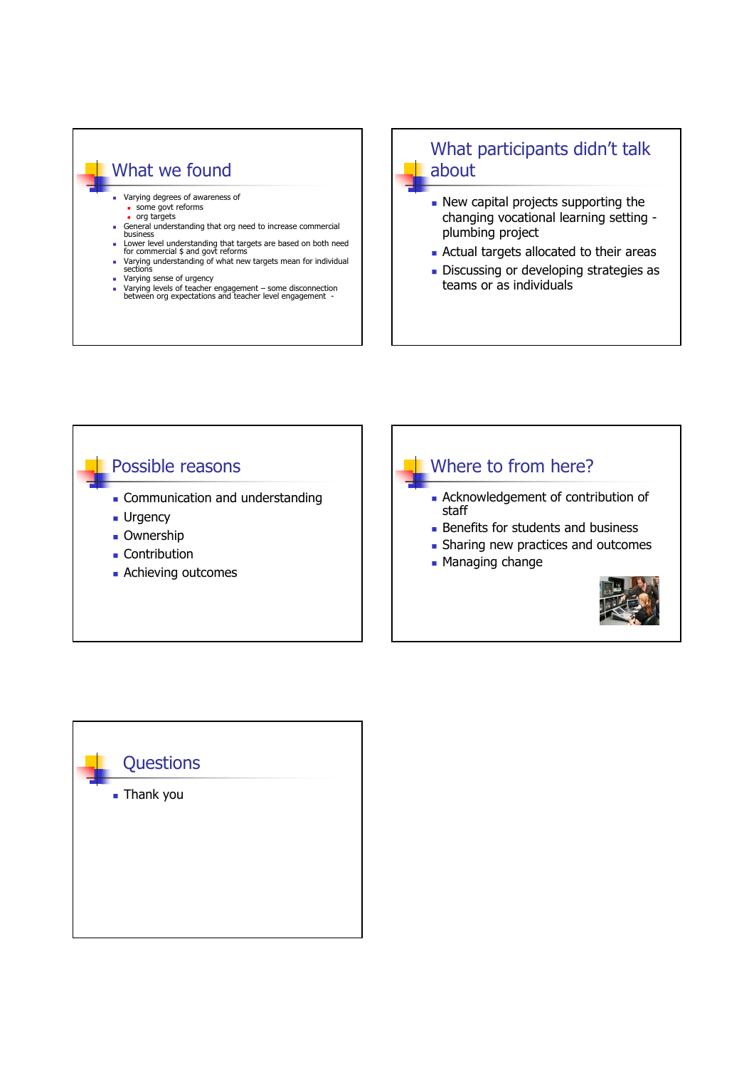## What we found

- Varying degrees of awareness of
  - some govt reforms
  - org targets
- General understanding that org need to increase commercial business
- Lower level understanding that targets are based on both need for commercial $ and govt reforms
- Varying understanding of what new targets mean for individual sections
- Varying sense of urgency
- Varying levels of teacher engagement – some disconnection between org expectations and teacher level engagement -

## What participants didn't talk about

- New capital projects supporting the changing vocational learning setting - plumbing project
- Actual targets allocated to their areas
- Discussing or developing strategies as teams or as individuals

## Possible reasons

- Communication and understanding
- Urgency
- Ownership
- Contribution
- Achieving outcomes

## Where to from here?

- Acknowledgement of contribution of staff
- Benefits for students and business
- Sharing new practices and outcomes
- Managing change

## Questions

- Thank you